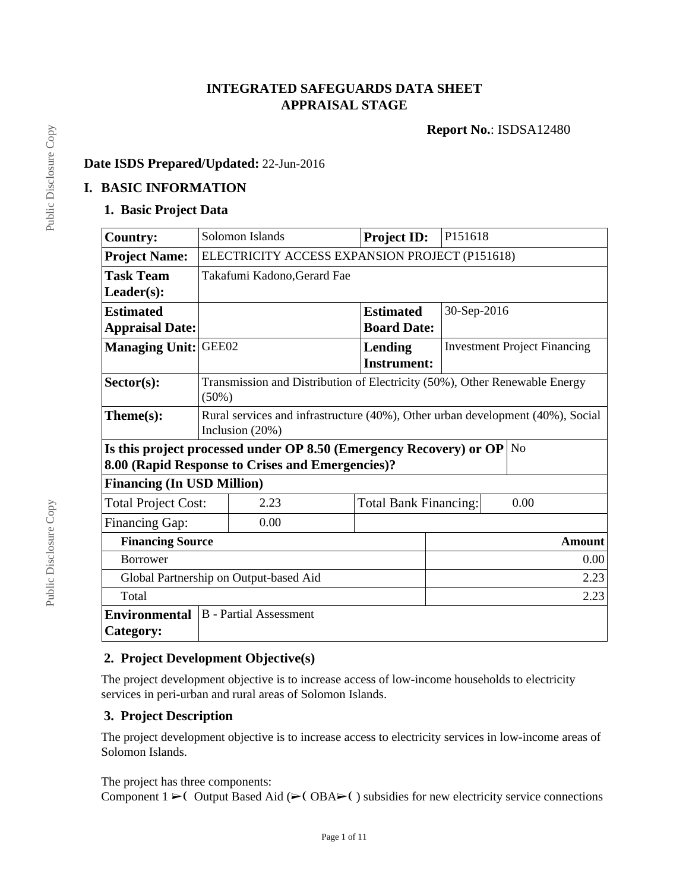# INTEGRATED SAFEGUARDS DATA SHEET
# APPRAISAL STAGE

**Report No.**: ISDSA12480

**Date ISDS Prepared/Updated:** 22-Jun-2016

## I. BASIC INFORMATION

### 1. Basic Project Data

| | | | | | |
|---|---|---|---|---|---|
| **Country:** | Solomon Islands | | **Project ID:** | P151618 | |
| **Project Name:** | ELECTRICITY ACCESS EXPANSION PROJECT (P151618) | | | | |
| **Task Team Leader(s):** | Takafumi Kadono,Gerard Fae | | | | |
| **Estimated Appraisal Date:** | | | **Estimated Board Date:** | 30-Sep-2016 | |
| **Managing Unit:** | GEE02 | | **Lending Instrument:** | Investment Project Financing | |
| **Sector(s):** | Transmission and Distribution of Electricity (50%), Other Renewable Energy (50%) | | | | |
| **Theme(s):** | Rural services and infrastructure (40%), Other urban development (40%), Social Inclusion (20%) | | | | |
| **Is this project processed under OP 8.50 (Emergency Recovery) or OP 8.00 (Rapid Response to Crises and Emergencies)?** | | | | | No |
| **Financing (In USD Million)** | | | | | |
| Total Project Cost: | 2.23 | | Total Bank Financing: | 0.00 | |
| Financing Gap: | 0.00 | | | | |
| **Financing Source** | | | | | **Amount** |
| Borrower | | | | | 0.00 |
| Global Partnership on Output-based Aid | | | | | 2.23 |
| Total | | | | | 2.23 |
| **Environmental Category:** | B - Partial Assessment | | | | |

### 2. Project Development Objective(s)

The project development objective is to increase access of low-income households to electricity services in peri-urban and rural areas of Solomon Islands.

### 3. Project Description

The project development objective is to increase access to electricity services in low-income areas of Solomon Islands.

The project has three components:
Component 1 ➢( Output Based Aid (➢( OBA➢( ) subsidies for new electricity service connections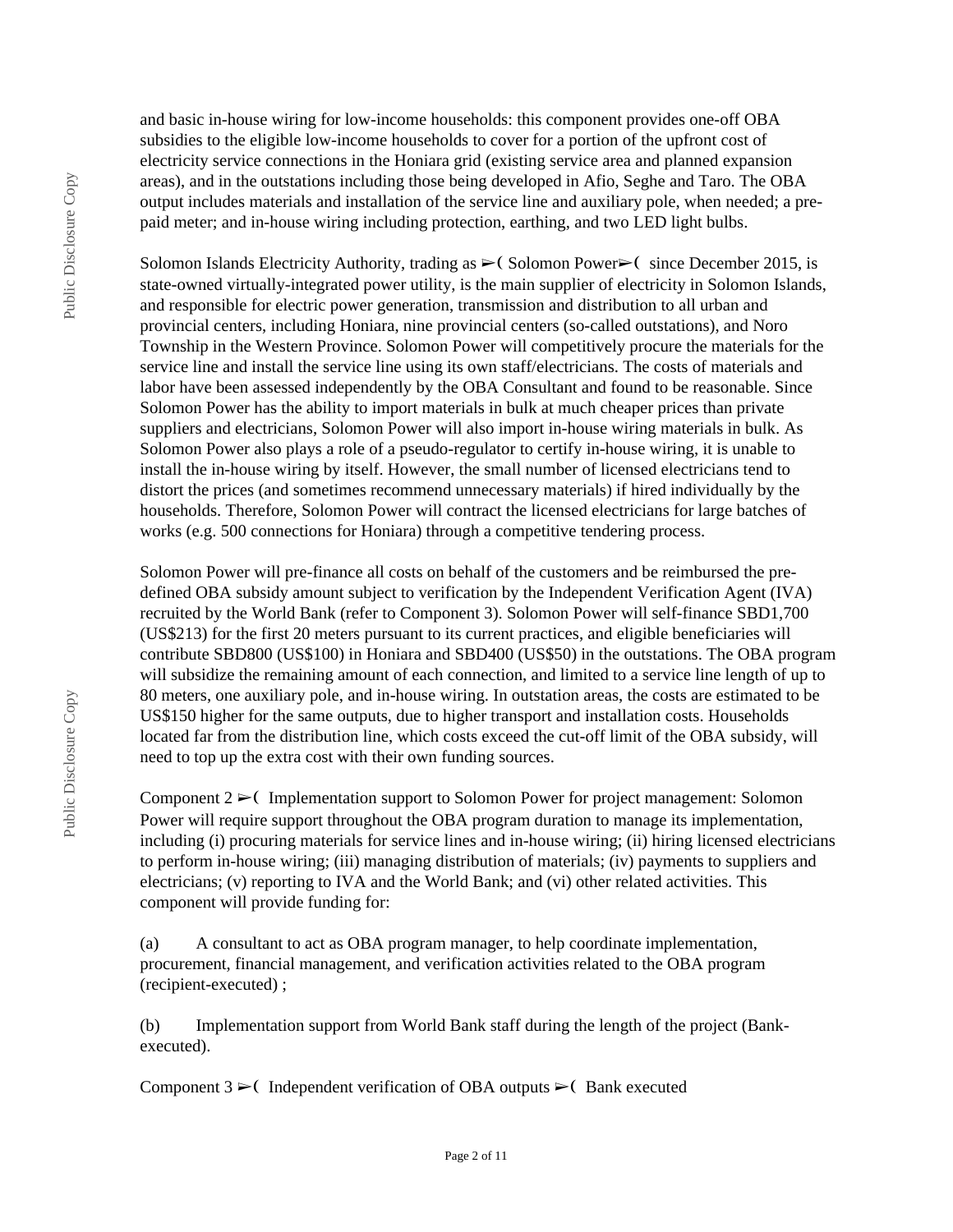and basic in-house wiring for low-income households: this component provides one-off OBA subsidies to the eligible low-income households to cover for a portion of the upfront cost of electricity service connections in the Honiara grid (existing service area and planned expansion areas), and in the outstations including those being developed in Afio, Seghe and Taro. The OBA output includes materials and installation of the service line and auxiliary pole, when needed; a pre-paid meter; and in-house wiring including protection, earthing, and two LED light bulbs.

Solomon Islands Electricity Authority, trading as ➢( Solomon Power➢( since December 2015, is state-owned virtually-integrated power utility, is the main supplier of electricity in Solomon Islands, and responsible for electric power generation, transmission and distribution to all urban and provincial centers, including Honiara, nine provincial centers (so-called outstations), and Noro Township in the Western Province. Solomon Power will competitively procure the materials for the service line and install the service line using its own staff/electricians. The costs of materials and labor have been assessed independently by the OBA Consultant and found to be reasonable. Since Solomon Power has the ability to import materials in bulk at much cheaper prices than private suppliers and electricians, Solomon Power will also import in-house wiring materials in bulk. As Solomon Power also plays a role of a pseudo-regulator to certify in-house wiring, it is unable to install the in-house wiring by itself. However, the small number of licensed electricians tend to distort the prices (and sometimes recommend unnecessary materials) if hired individually by the households. Therefore, Solomon Power will contract the licensed electricians for large batches of works (e.g. 500 connections for Honiara) through a competitive tendering process.

Solomon Power will pre-finance all costs on behalf of the customers and be reimbursed the pre-defined OBA subsidy amount subject to verification by the Independent Verification Agent (IVA) recruited by the World Bank (refer to Component 3). Solomon Power will self-finance SBD1,700 (US$213) for the first 20 meters pursuant to its current practices, and eligible beneficiaries will contribute SBD800 (US$100) in Honiara and SBD400 (US$50) in the outstations. The OBA program will subsidize the remaining amount of each connection, and limited to a service line length of up to 80 meters, one auxiliary pole, and in-house wiring. In outstation areas, the costs are estimated to be US$150 higher for the same outputs, due to higher transport and installation costs. Households located far from the distribution line, which costs exceed the cut-off limit of the OBA subsidy, will need to top up the extra cost with their own funding sources.

Component 2 ➢( Implementation support to Solomon Power for project management: Solomon Power will require support throughout the OBA program duration to manage its implementation, including (i) procuring materials for service lines and in-house wiring; (ii) hiring licensed electricians to perform in-house wiring; (iii) managing distribution of materials; (iv) payments to suppliers and electricians; (v) reporting to IVA and the World Bank; and (vi) other related activities. This component will provide funding for:

(a) A consultant to act as OBA program manager, to help coordinate implementation, procurement, financial management, and verification activities related to the OBA program (recipient-executed) ;

(b) Implementation support from World Bank staff during the length of the project (Bank-executed).

Component 3 ➢( Independent verification of OBA outputs ➢( Bank executed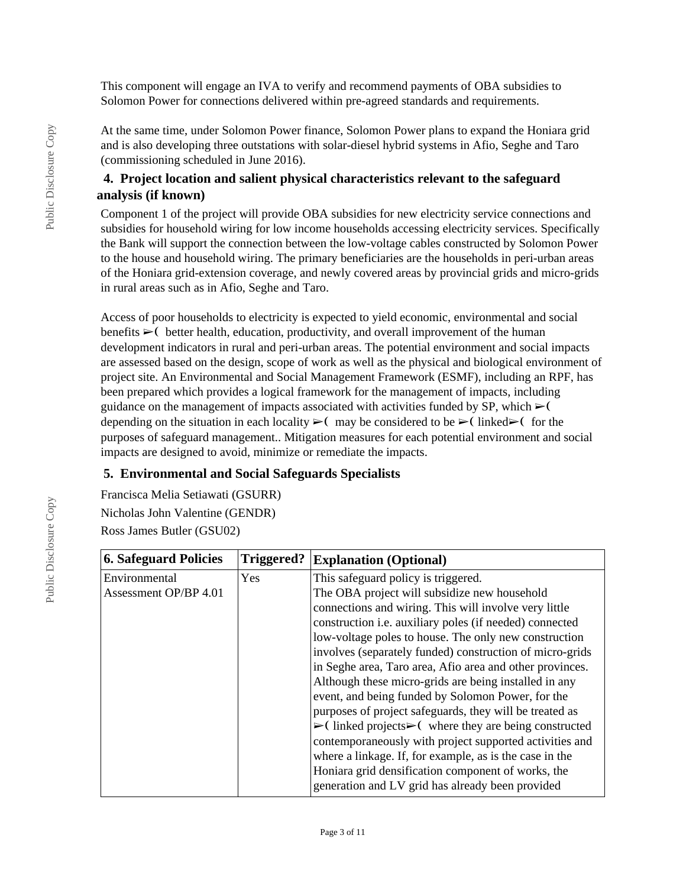This component will engage an IVA to verify and recommend payments of OBA subsidies to Solomon Power for connections delivered within pre-agreed standards and requirements.

At the same time, under Solomon Power finance, Solomon Power plans to expand the Honiara grid and is also developing three outstations with solar-diesel hybrid systems in Afio, Seghe and Taro (commissioning scheduled in June 2016).

### 4. Project location and salient physical characteristics relevant to the safeguard analysis (if known)

Component 1 of the project will provide OBA subsidies for new electricity service connections and subsidies for household wiring for low income households accessing electricity services. Specifically the Bank will support the connection between the low-voltage cables constructed by Solomon Power to the house and household wiring. The primary beneficiaries are the households in peri-urban areas of the Honiara grid-extension coverage, and newly covered areas by provincial grids and micro-grids in rural areas such as in Afio, Seghe and Taro.

Access of poor households to electricity is expected to yield economic, environmental and social benefits ➢( better health, education, productivity, and overall improvement of the human development indicators in rural and peri-urban areas. The potential environment and social impacts are assessed based on the design, scope of work as well as the physical and biological environment of project site. An Environmental and Social Management Framework (ESMF), including an RPF, has been prepared which provides a logical framework for the management of impacts, including guidance on the management of impacts associated with activities funded by SP, which ➢( depending on the situation in each locality ➢( may be considered to be ➢( linked➢( for the purposes of safeguard management.. Mitigation measures for each potential environment and social impacts are designed to avoid, minimize or remediate the impacts.

### 5. Environmental and Social Safeguards Specialists

Francisca Melia Setiawati (GSURR)

Nicholas John Valentine (GENDR)

Ross James Butler (GSU02)

| 6. Safeguard Policies | Triggered? | Explanation (Optional) |
|---|---|---|
| Environmental Assessment OP/BP 4.01 | Yes | This safeguard policy is triggered. The OBA project will subsidize new household connections and wiring. This will involve very little construction i.e. auxiliary poles (if needed) connected low-voltage poles to house. The only new construction involves (separately funded) construction of micro-grids in Seghe area, Taro area, Afio area and other provinces. Although these micro-grids are being installed in any event, and being funded by Solomon Power, for the purposes of project safeguards, they will be treated as ➢( linked projects➢( where they are being constructed contemporaneously with project supported activities and where a linkage. If, for example, as is the case in the Honiara grid densification component of works, the generation and LV grid has already been provided |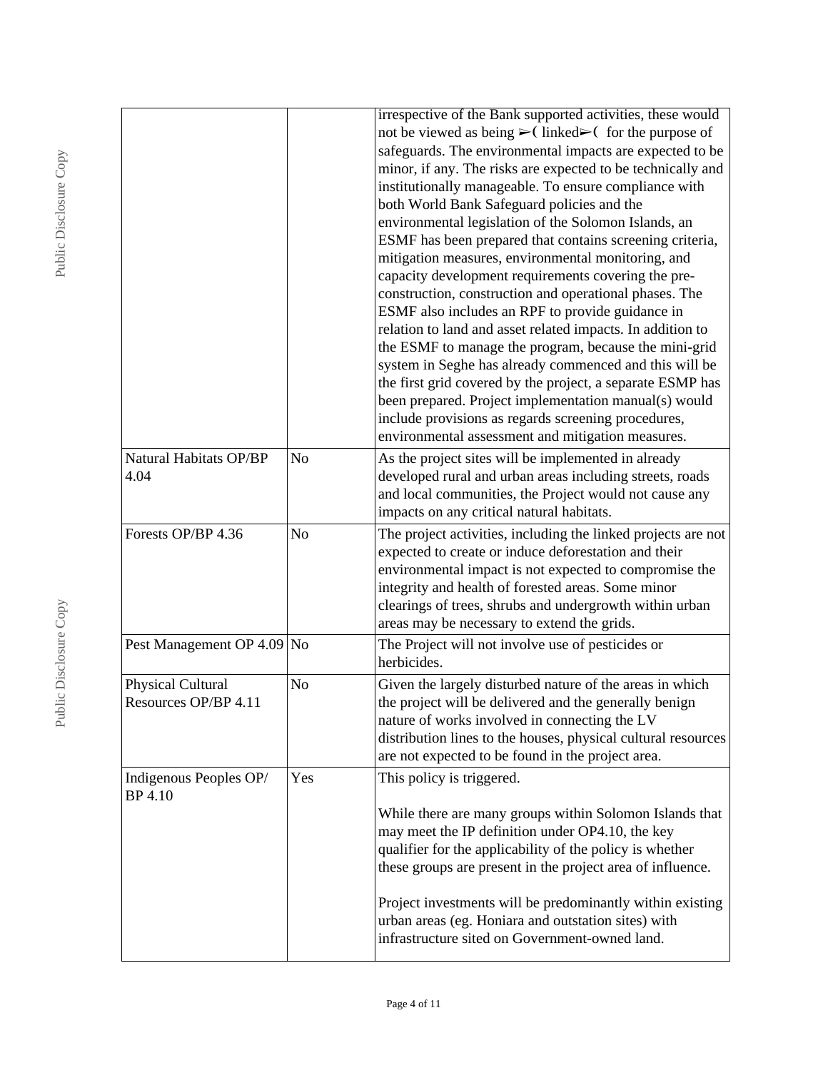| | | |
|---|---|---|
| | | irrespective of the Bank supported activities, these would not be viewed as being ➢( linked➢( for the purpose of safeguards. The environmental impacts are expected to be minor, if any. The risks are expected to be technically and institutionally manageable. To ensure compliance with both World Bank Safeguard policies and the environmental legislation of the Solomon Islands, an ESMF has been prepared that contains screening criteria, mitigation measures, environmental monitoring, and capacity development requirements covering the pre-construction, construction and operational phases. The ESMF also includes an RPF to provide guidance in relation to land and asset related impacts. In addition to the ESMF to manage the program, because the mini-grid system in Seghe has already commenced and this will be the first grid covered by the project, a separate ESMP has been prepared. Project implementation manual(s) would include provisions as regards screening procedures, environmental assessment and mitigation measures. |
| Natural Habitats OP/BP 4.04 | No | As the project sites will be implemented in already developed rural and urban areas including streets, roads and local communities, the Project would not cause any impacts on any critical natural habitats. |
| Forests OP/BP 4.36 | No | The project activities, including the linked projects are not expected to create or induce deforestation and their environmental impact is not expected to compromise the integrity and health of forested areas. Some minor clearings of trees, shrubs and undergrowth within urban areas may be necessary to extend the grids. |
| Pest Management OP 4.09 | No | The Project will not involve use of pesticides or herbicides. |
| Physical Cultural Resources OP/BP 4.11 | No | Given the largely disturbed nature of the areas in which the project will be delivered and the generally benign nature of works involved in connecting the LV distribution lines to the houses, physical cultural resources are not expected to be found in the project area. |
| Indigenous Peoples OP/ BP 4.10 | Yes | This policy is triggered.<br><br>While there are many groups within Solomon Islands that may meet the IP definition under OP4.10, the key qualifier for the applicability of the policy is whether these groups are present in the project area of influence.<br><br>Project investments will be predominantly within existing urban areas (eg. Honiara and outstation sites) with infrastructure sited on Government-owned land. |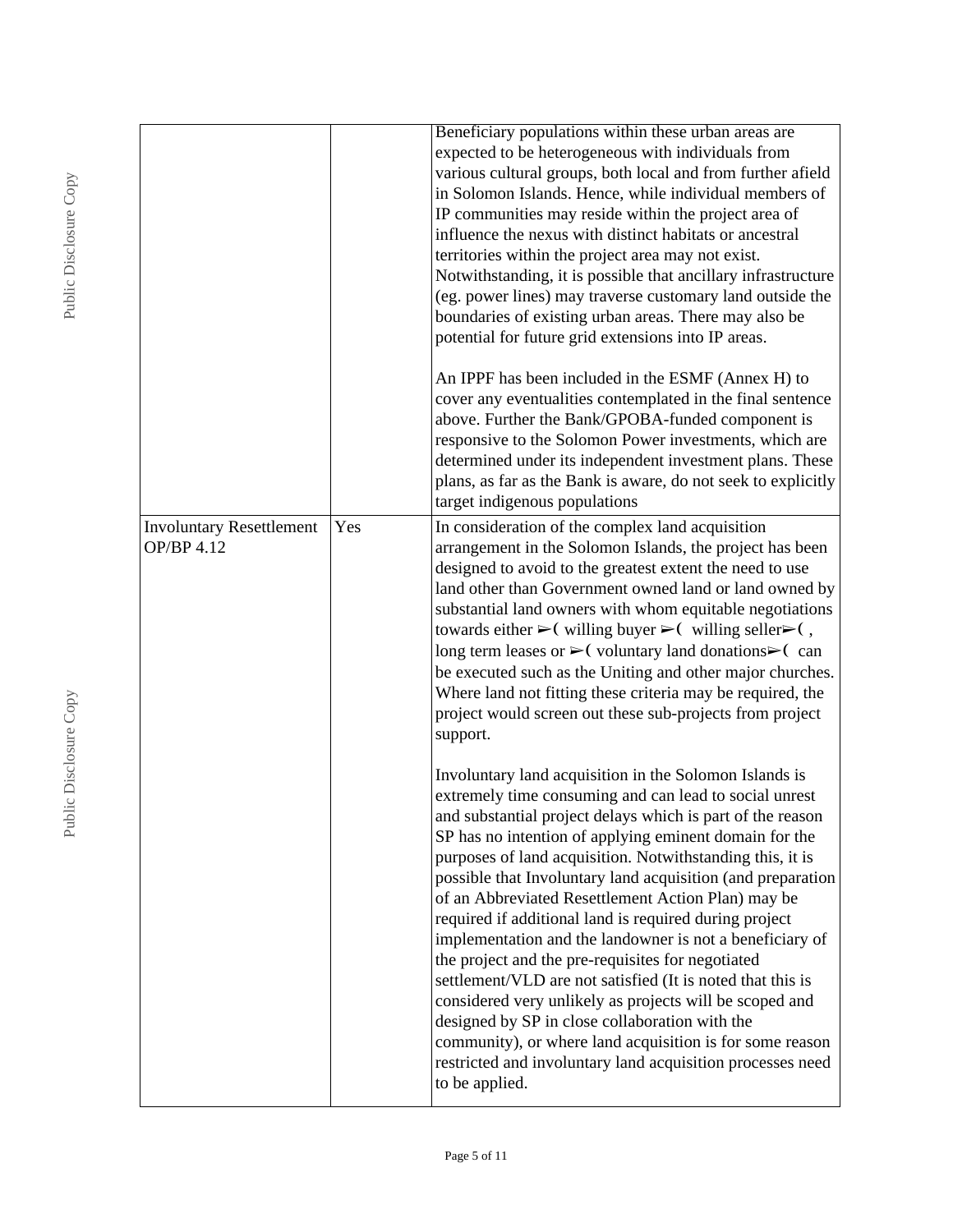| | | |
|---|---|---|
| | | Beneficiary populations within these urban areas are expected to be heterogeneous with individuals from various cultural groups, both local and from further afield in Solomon Islands. Hence, while individual members of IP communities may reside within the project area of influence the nexus with distinct habitats or ancestral territories within the project area may not exist. Notwithstanding, it is possible that ancillary infrastructure (eg. power lines) may traverse customary land outside the boundaries of existing urban areas. There may also be potential for future grid extensions into IP areas.<br><br>An IPPF has been included in the ESMF (Annex H) to cover any eventualities contemplated in the final sentence above. Further the Bank/GPOBA-funded component is responsive to the Solomon Power investments, which are determined under its independent investment plans. These plans, as far as the Bank is aware, do not seek to explicitly target indigenous populations |
| Involuntary Resettlement OP/BP 4.12 | Yes | In consideration of the complex land acquisition arrangement in the Solomon Islands, the project has been designed to avoid to the greatest extent the need to use land other than Government owned land or land owned by substantial land owners with whom equitable negotiations towards either ➢( willing buyer ➢( willing seller➢( , long term leases or ➢( voluntary land donations➢( can be executed such as the Uniting and other major churches. Where land not fitting these criteria may be required, the project would screen out these sub-projects from project support.<br><br>Involuntary land acquisition in the Solomon Islands is extremely time consuming and can lead to social unrest and substantial project delays which is part of the reason SP has no intention of applying eminent domain for the purposes of land acquisition. Notwithstanding this, it is possible that Involuntary land acquisition (and preparation of an Abbreviated Resettlement Action Plan) may be required if additional land is required during project implementation and the landowner is not a beneficiary of the project and the pre-requisites for negotiated settlement/VLD are not satisfied (It is noted that this is considered very unlikely as projects will be scoped and designed by SP in close collaboration with the community), or where land acquisition is for some reason restricted and involuntary land acquisition processes need to be applied. |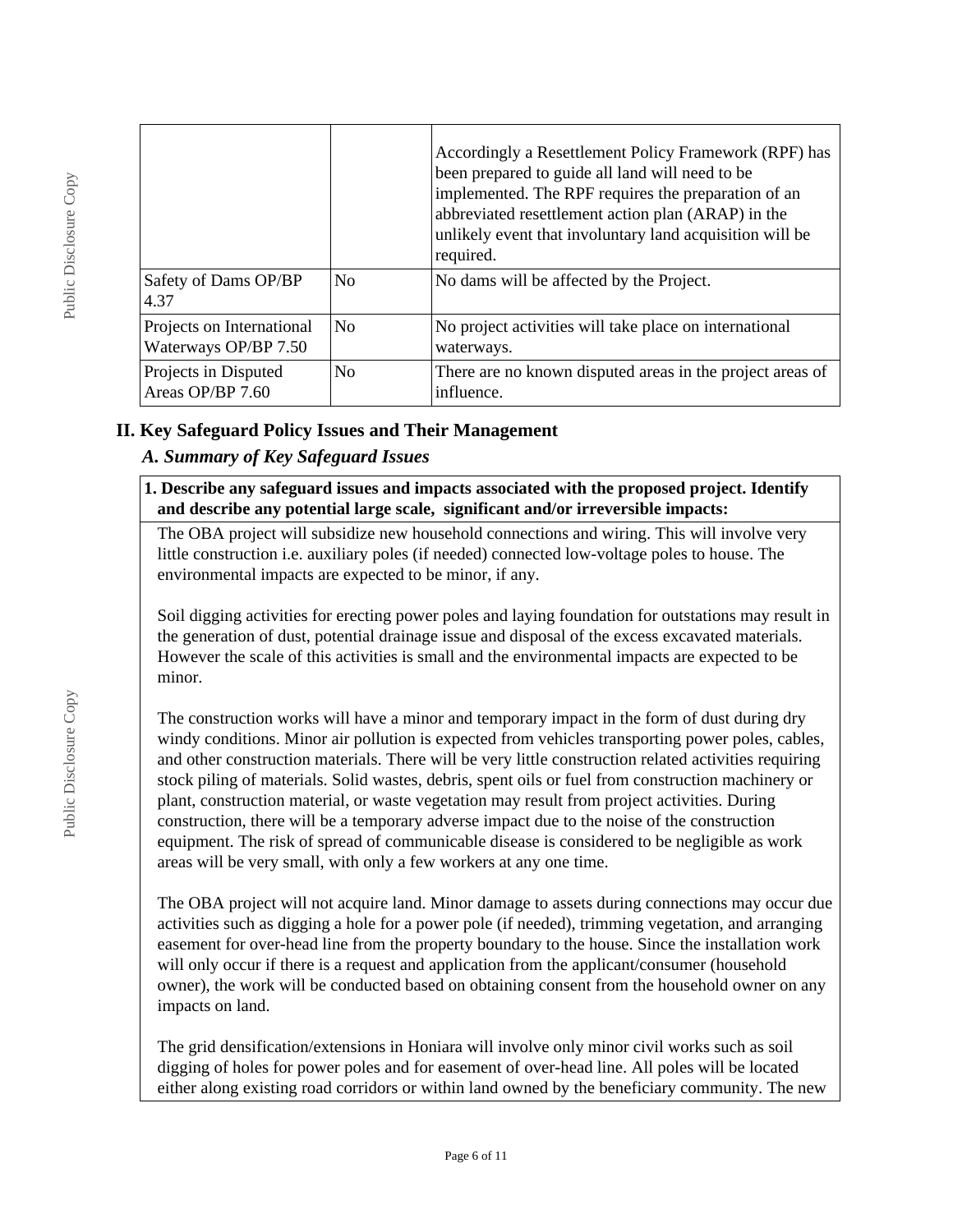| | | |
|---|---|---|
| | | Accordingly a Resettlement Policy Framework (RPF) has been prepared to guide all land will need to be implemented. The RPF requires the preparation of an abbreviated resettlement action plan (ARAP) in the unlikely event that involuntary land acquisition will be required. |
| Safety of Dams OP/BP 4.37 | No | No dams will be affected by the Project. |
| Projects on International Waterways OP/BP 7.50 | No | No project activities will take place on international waterways. |
| Projects in Disputed Areas OP/BP 7.60 | No | There are no known disputed areas in the project areas of influence. |

## II. Key Safeguard Policy Issues and Their Management

### *A. Summary of Key Safeguard Issues*

**1. Describe any safeguard issues and impacts associated with the proposed project. Identify and describe any potential large scale, significant and/or irreversible impacts:**

The OBA project will subsidize new household connections and wiring. This will involve very little construction i.e. auxiliary poles (if needed) connected low-voltage poles to house. The environmental impacts are expected to be minor, if any.

Soil digging activities for erecting power poles and laying foundation for outstations may result in the generation of dust, potential drainage issue and disposal of the excess excavated materials. However the scale of this activities is small and the environmental impacts are expected to be minor.

The construction works will have a minor and temporary impact in the form of dust during dry windy conditions. Minor air pollution is expected from vehicles transporting power poles, cables, and other construction materials. There will be very little construction related activities requiring stock piling of materials. Solid wastes, debris, spent oils or fuel from construction machinery or plant, construction material, or waste vegetation may result from project activities. During construction, there will be a temporary adverse impact due to the noise of the construction equipment. The risk of spread of communicable disease is considered to be negligible as work areas will be very small, with only a few workers at any one time.

The OBA project will not acquire land. Minor damage to assets during connections may occur due activities such as digging a hole for a power pole (if needed), trimming vegetation, and arranging easement for over-head line from the property boundary to the house. Since the installation work will only occur if there is a request and application from the applicant/consumer (household owner), the work will be conducted based on obtaining consent from the household owner on any impacts on land.

The grid densification/extensions in Honiara will involve only minor civil works such as soil digging of holes for power poles and for easement of over-head line. All poles will be located either along existing road corridors or within land owned by the beneficiary community. The new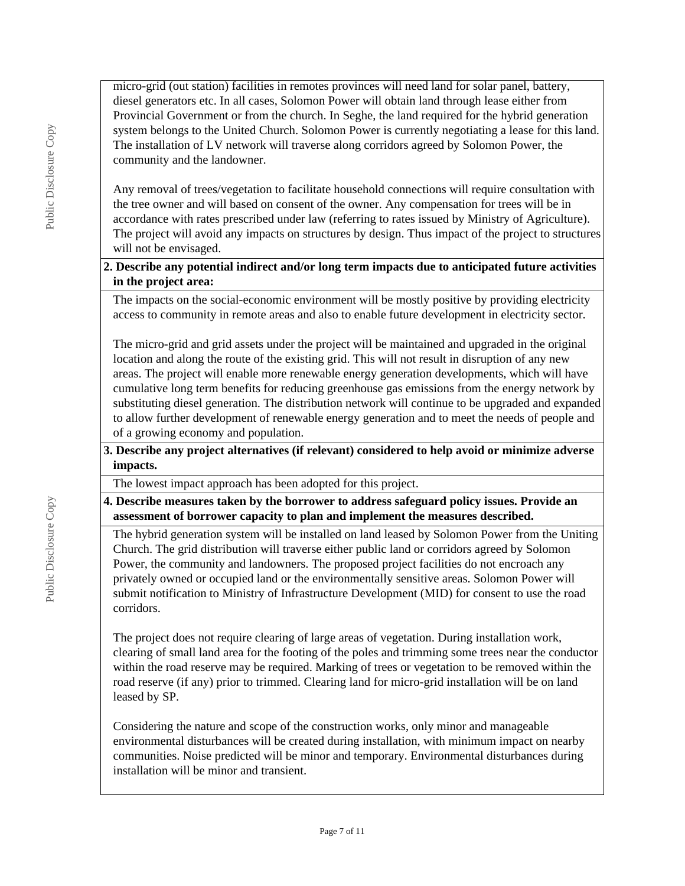micro-grid (out station) facilities in remotes provinces will need land for solar panel, battery, diesel generators etc. In all cases, Solomon Power will obtain land through lease either from Provincial Government or from the church. In Seghe, the land required for the hybrid generation system belongs to the United Church. Solomon Power is currently negotiating a lease for this land. The installation of LV network will traverse along corridors agreed by Solomon Power, the community and the landowner.

Any removal of trees/vegetation to facilitate household connections will require consultation with the tree owner and will based on consent of the owner. Any compensation for trees will be in accordance with rates prescribed under law (referring to rates issued by Ministry of Agriculture). The project will avoid any impacts on structures by design. Thus impact of the project to structures will not be envisaged.

**2. Describe any potential indirect and/or long term impacts due to anticipated future activities in the project area:**

The impacts on the social-economic environment will be mostly positive by providing electricity access to community in remote areas and also to enable future development in electricity sector.

The micro-grid and grid assets under the project will be maintained and upgraded in the original location and along the route of the existing grid. This will not result in disruption of any new areas. The project will enable more renewable energy generation developments, which will have cumulative long term benefits for reducing greenhouse gas emissions from the energy network by substituting diesel generation. The distribution network will continue to be upgraded and expanded to allow further development of renewable energy generation and to meet the needs of people and of a growing economy and population.

**3. Describe any project alternatives (if relevant) considered to help avoid or minimize adverse impacts.**

The lowest impact approach has been adopted for this project.

**4. Describe measures taken by the borrower to address safeguard policy issues. Provide an assessment of borrower capacity to plan and implement the measures described.**

The hybrid generation system will be installed on land leased by Solomon Power from the Uniting Church. The grid distribution will traverse either public land or corridors agreed by Solomon Power, the community and landowners. The proposed project facilities do not encroach any privately owned or occupied land or the environmentally sensitive areas. Solomon Power will submit notification to Ministry of Infrastructure Development (MID) for consent to use the road corridors.

The project does not require clearing of large areas of vegetation. During installation work, clearing of small land area for the footing of the poles and trimming some trees near the conductor within the road reserve may be required. Marking of trees or vegetation to be removed within the road reserve (if any) prior to trimmed. Clearing land for micro-grid installation will be on land leased by SP.

Considering the nature and scope of the construction works, only minor and manageable environmental disturbances will be created during installation, with minimum impact on nearby communities. Noise predicted will be minor and temporary. Environmental disturbances during installation will be minor and transient.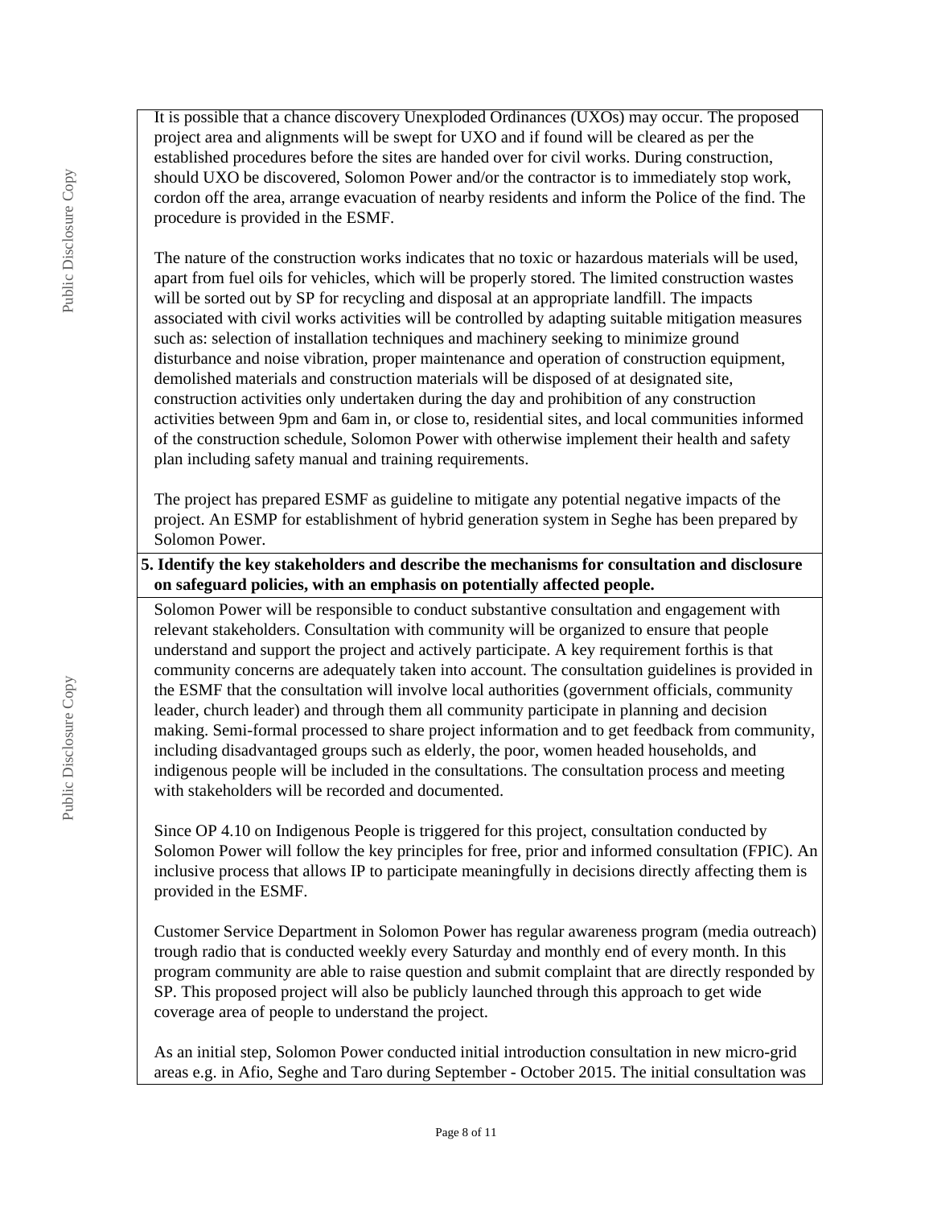It is possible that a chance discovery Unexploded Ordinances (UXOs) may occur. The proposed project area and alignments will be swept for UXO and if found will be cleared as per the established procedures before the sites are handed over for civil works. During construction, should UXO be discovered, Solomon Power and/or the contractor is to immediately stop work, cordon off the area, arrange evacuation of nearby residents and inform the Police of the find. The procedure is provided in the ESMF.

The nature of the construction works indicates that no toxic or hazardous materials will be used, apart from fuel oils for vehicles, which will be properly stored. The limited construction wastes will be sorted out by SP for recycling and disposal at an appropriate landfill. The impacts associated with civil works activities will be controlled by adapting suitable mitigation measures such as: selection of installation techniques and machinery seeking to minimize ground disturbance and noise vibration, proper maintenance and operation of construction equipment, demolished materials and construction materials will be disposed of at designated site, construction activities only undertaken during the day and prohibition of any construction activities between 9pm and 6am in, or close to, residential sites, and local communities informed of the construction schedule, Solomon Power with otherwise implement their health and safety plan including safety manual and training requirements.

The project has prepared ESMF as guideline to mitigate any potential negative impacts of the project. An ESMP for establishment of hybrid generation system in Seghe has been prepared by Solomon Power.

**5. Identify the key stakeholders and describe the mechanisms for consultation and disclosure on safeguard policies, with an emphasis on potentially affected people.**

Solomon Power will be responsible to conduct substantive consultation and engagement with relevant stakeholders. Consultation with community will be organized to ensure that people understand and support the project and actively participate. A key requirement forthis is that community concerns are adequately taken into account. The consultation guidelines is provided in the ESMF that the consultation will involve local authorities (government officials, community leader, church leader) and through them all community participate in planning and decision making. Semi-formal processed to share project information and to get feedback from community, including disadvantaged groups such as elderly, the poor, women headed households, and indigenous people will be included in the consultations. The consultation process and meeting with stakeholders will be recorded and documented.

Since OP 4.10 on Indigenous People is triggered for this project, consultation conducted by Solomon Power will follow the key principles for free, prior and informed consultation (FPIC). An inclusive process that allows IP to participate meaningfully in decisions directly affecting them is provided in the ESMF.

Customer Service Department in Solomon Power has regular awareness program (media outreach) trough radio that is conducted weekly every Saturday and monthly end of every month. In this program community are able to raise question and submit complaint that are directly responded by SP. This proposed project will also be publicly launched through this approach to get wide coverage area of people to understand the project.

As an initial step, Solomon Power conducted initial introduction consultation in new micro-grid areas e.g. in Afio, Seghe and Taro during September - October 2015. The initial consultation was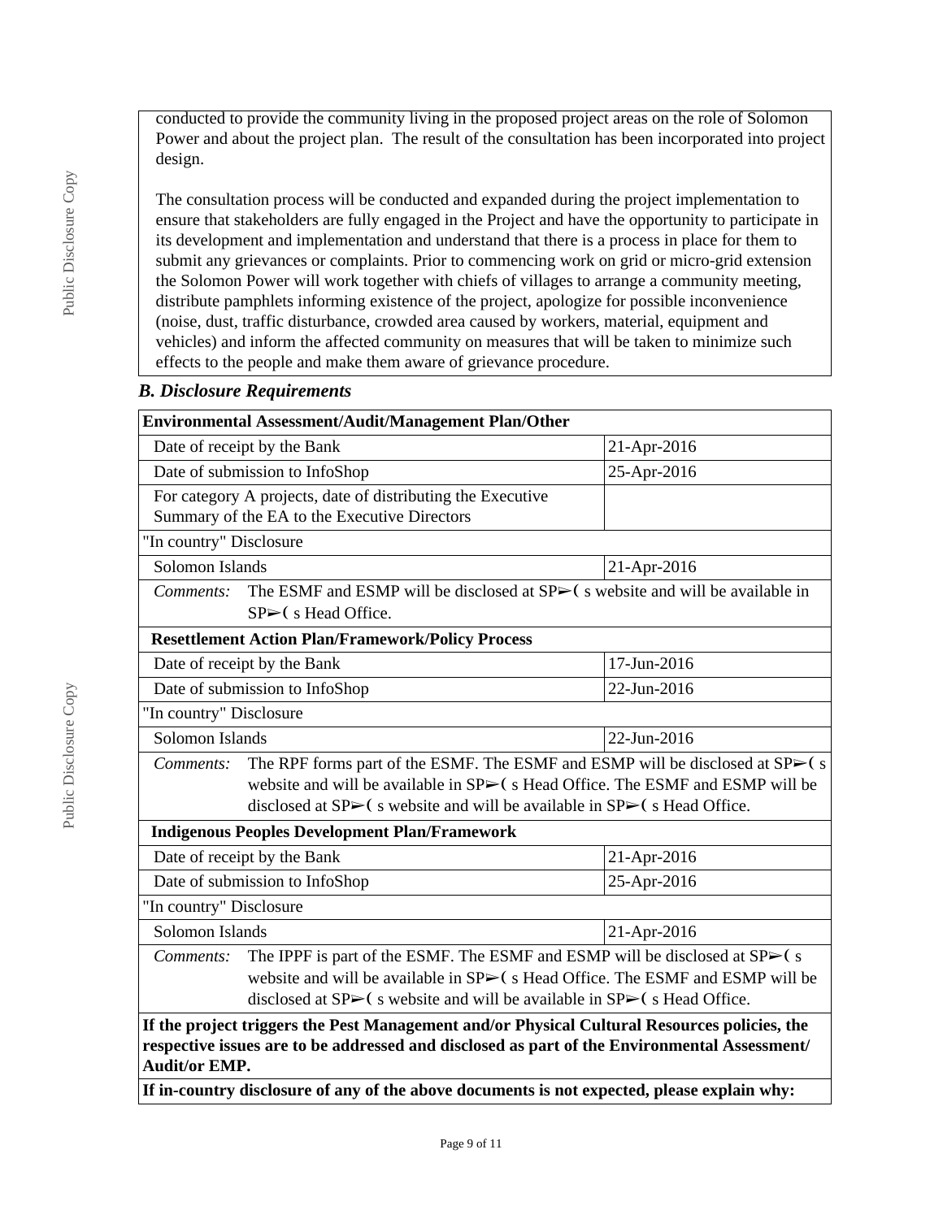conducted to provide the community living in the proposed project areas on the role of Solomon Power and about the project plan. The result of the consultation has been incorporated into project design.

The consultation process will be conducted and expanded during the project implementation to ensure that stakeholders are fully engaged in the Project and have the opportunity to participate in its development and implementation and understand that there is a process in place for them to submit any grievances or complaints. Prior to commencing work on grid or micro-grid extension the Solomon Power will work together with chiefs of villages to arrange a community meeting, distribute pamphlets informing existence of the project, apologize for possible inconvenience (noise, dust, traffic disturbance, crowded area caused by workers, material, equipment and vehicles) and inform the affected community on measures that will be taken to minimize such effects to the people and make them aware of grievance procedure.

### *B. Disclosure Requirements*

| **Environmental Assessment/Audit/Management Plan/Other** | |
|---|---|
| Date of receipt by the Bank | 21-Apr-2016 |
| Date of submission to InfoShop | 25-Apr-2016 |
| For category A projects, date of distributing the Executive Summary of the EA to the Executive Directors | |
| "In country" Disclosure | |
| Solomon Islands | 21-Apr-2016 |
| *Comments:* The ESMF and ESMP will be disclosed at SP➢( s website and will be available in SP➢( s Head Office. | |

| **Resettlement Action Plan/Framework/Policy Process** | |
|---|---|
| Date of receipt by the Bank | 17-Jun-2016 |
| Date of submission to InfoShop | 22-Jun-2016 |
| "In country" Disclosure | |
| Solomon Islands | 22-Jun-2016 |
| *Comments:* The RPF forms part of the ESMF. The ESMF and ESMP will be disclosed at SP➢( s website and will be available in SP➢( s Head Office. The ESMF and ESMP will be disclosed at SP➢( s website and will be available in SP➢( s Head Office. | |

| **Indigenous Peoples Development Plan/Framework** | |
|---|---|
| Date of receipt by the Bank | 21-Apr-2016 |
| Date of submission to InfoShop | 25-Apr-2016 |
| "In country" Disclosure | |
| Solomon Islands | 21-Apr-2016 |
| *Comments:* The IPPF is part of the ESMF. The ESMF and ESMP will be disclosed at SP➢( s website and will be available in SP➢( s Head Office. The ESMF and ESMP will be disclosed at SP➢( s website and will be available in SP➢( s Head Office. | |

**If the project triggers the Pest Management and/or Physical Cultural Resources policies, the respective issues are to be addressed and disclosed as part of the Environmental Assessment/ Audit/or EMP.**

**If in-country disclosure of any of the above documents is not expected, please explain why:**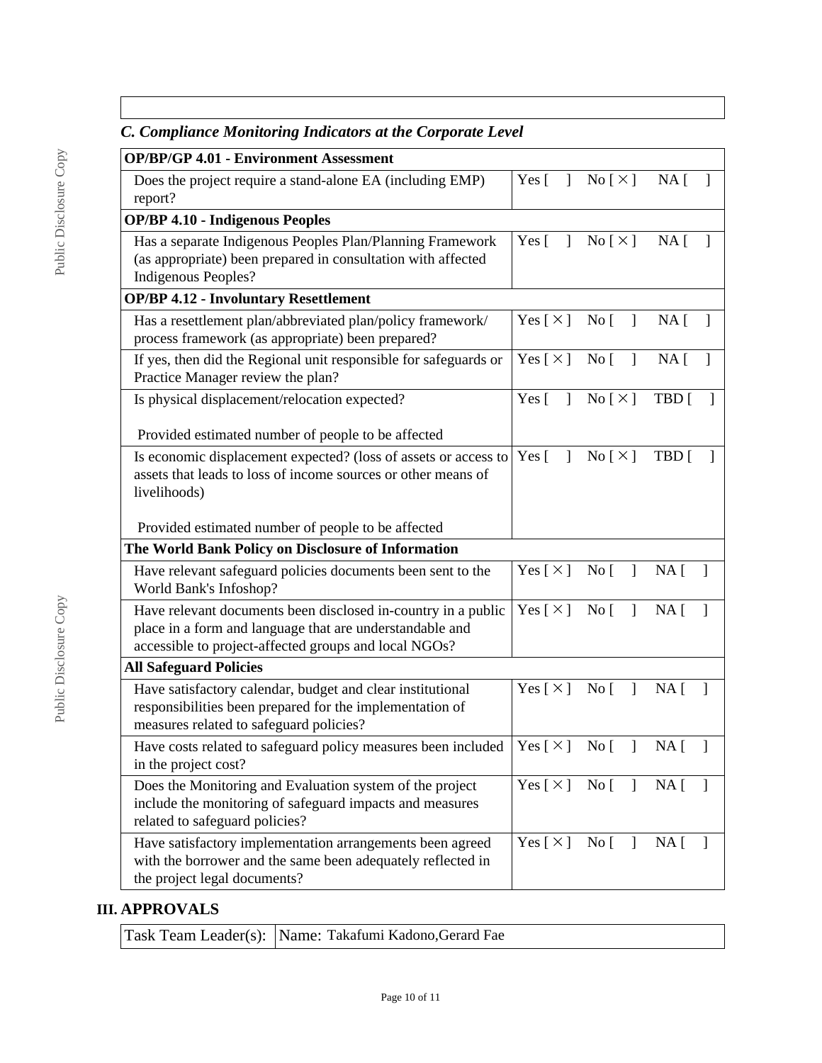## C. Compliance Monitoring Indicators at the Corporate Level

| | |
|---|---|
| **OP/BP/GP 4.01 - Environment Assessment** | |
| Does the project require a stand-alone EA (including EMP) report? | Yes [ ] No [ × ] NA [ ] |
| **OP/BP 4.10 - Indigenous Peoples** | |
| Has a separate Indigenous Peoples Plan/Planning Framework (as appropriate) been prepared in consultation with affected Indigenous Peoples? | Yes [ ] No [ × ] NA [ ] |
| **OP/BP 4.12 - Involuntary Resettlement** | |
| Has a resettlement plan/abbreviated plan/policy framework/ process framework (as appropriate) been prepared? | Yes [ × ] No [ ] NA [ ] |
| If yes, then did the Regional unit responsible for safeguards or Practice Manager review the plan? | Yes [ × ] No [ ] NA [ ] |
| Is physical displacement/relocation expected?<br><br>Provided estimated number of people to be affected | Yes [ ] No [ × ] TBD [ ] |
| Is economic displacement expected? (loss of assets or access to assets that leads to loss of income sources or other means of livelihoods)<br><br>Provided estimated number of people to be affected | Yes [ ] No [ × ] TBD [ ] |
| **The World Bank Policy on Disclosure of Information** | |
| Have relevant safeguard policies documents been sent to the World Bank's Infoshop? | Yes [ × ] No [ ] NA [ ] |
| Have relevant documents been disclosed in-country in a public place in a form and language that are understandable and accessible to project-affected groups and local NGOs? | Yes [ × ] No [ ] NA [ ] |
| **All Safeguard Policies** | |
| Have satisfactory calendar, budget and clear institutional responsibilities been prepared for the implementation of measures related to safeguard policies? | Yes [ × ] No [ ] NA [ ] |
| Have costs related to safeguard policy measures been included in the project cost? | Yes [ × ] No [ ] NA [ ] |
| Does the Monitoring and Evaluation system of the project include the monitoring of safeguard impacts and measures related to safeguard policies? | Yes [ × ] No [ ] NA [ ] |
| Have satisfactory implementation arrangements been agreed with the borrower and the same been adequately reflected in the project legal documents? | Yes [ × ] No [ ] NA [ ] |

## III. APPROVALS

| | |
|---|---|
| Task Team Leader(s): | Name: Takafumi Kadono,Gerard Fae |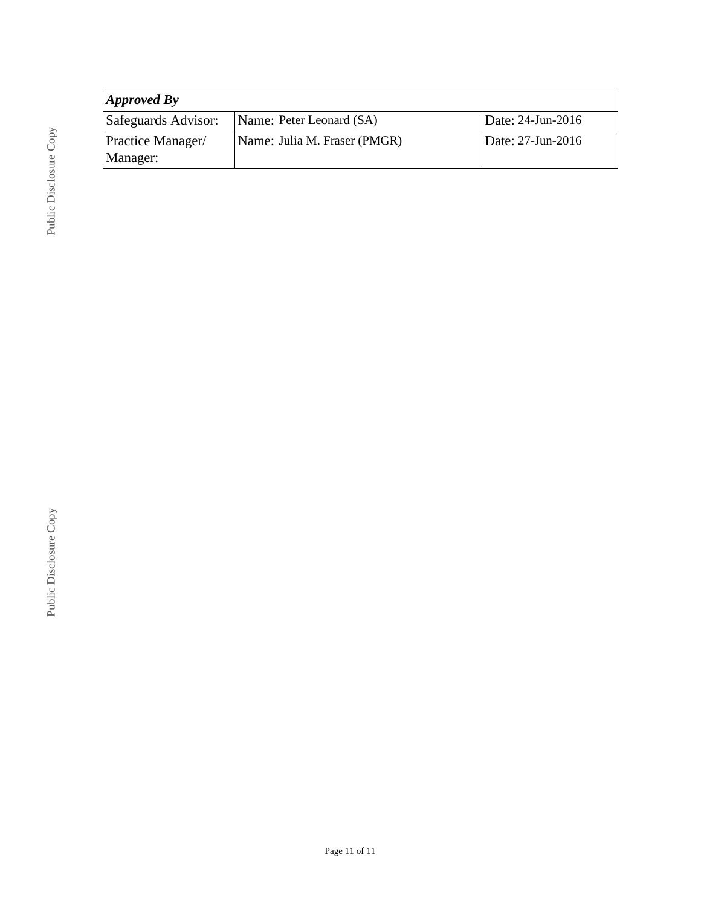| ***Approved By*** | | |
| --- | --- | --- |
| Safeguards Advisor: | Name: Peter Leonard (SA) | Date: 24-Jun-2016 |
| Practice Manager/ Manager: | Name: Julia M. Fraser (PMGR) | Date: 27-Jun-2016 |